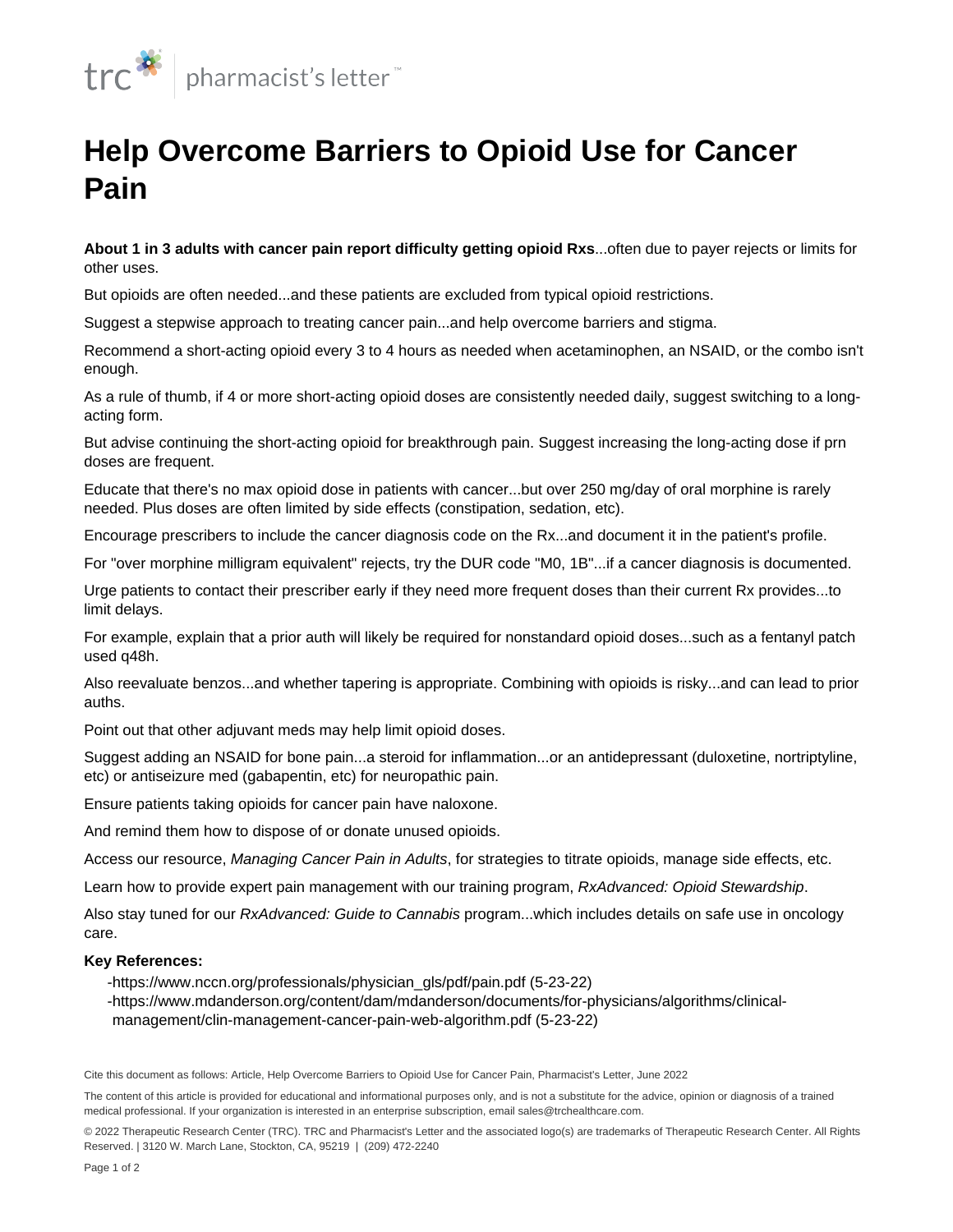# Help Overcome Barriers to Opioid Use for Cancer Pain

**About 1 in 3 adults with cancer pain report difficulty getting opioid Rxs**...often due to payer rejects or limits for other uses.

But opioids are often needed...and these patients are excluded from typical opioid restrictions.

Suggest a stepwise approach to treating cancer pain...and help overcome barriers and stigma.

Recommend a short-acting opioid every 3 to 4 hours as needed when acetaminophen, an NSAID, or the combo isn't enough.

As a rule of thumb, if 4 or more short-acting opioid doses are consistently needed daily, suggest switching to a long-acting form.

But advise continuing the short-acting opioid for breakthrough pain. Suggest increasing the long-acting dose if prn doses are frequent.

Educate that there's no max opioid dose in patients with cancer...but over 250 mg/day of oral morphine is rarely needed. Plus doses are often limited by side effects (constipation, sedation, etc).

Encourage prescribers to include the cancer diagnosis code on the Rx...and document it in the patient's profile.

For "over morphine milligram equivalent" rejects, try the DUR code "M0, 1B"...if a cancer diagnosis is documented.

Urge patients to contact their prescriber early if they need more frequent doses than their current Rx provides...to limit delays.

For example, explain that a prior auth will likely be required for nonstandard opioid doses...such as a fentanyl patch used q48h.

Also reevaluate benzos...and whether tapering is appropriate. Combining with opioids is risky...and can lead to prior auths.

Point out that other adjuvant meds may help limit opioid doses.

Suggest adding an NSAID for bone pain...a steroid for inflammation...or an antidepressant (duloxetine, nortriptyline, etc) or antiseizure med (gabapentin, etc) for neuropathic pain.

Ensure patients taking opioids for cancer pain have naloxone.

And remind them how to dispose of or donate unused opioids.

Access our resource, *Managing Cancer Pain in Adults*, for strategies to titrate opioids, manage side effects, etc.

Learn how to provide expert pain management with our training program, *RxAdvanced: Opioid Stewardship*.

Also stay tuned for our *RxAdvanced: Guide to Cannabis* program...which includes details on safe use in oncology care.

**Key References:**

- https://www.nccn.org/professionals/physician_gls/pdf/pain.pdf (5-23-22)
- https://www.mdanderson.org/content/dam/mdanderson/documents/for-physicians/algorithms/clinical-management/clin-management-cancer-pain-web-algorithm.pdf (5-23-22)

Cite this document as follows: Article, Help Overcome Barriers to Opioid Use for Cancer Pain, Pharmacist's Letter, June 2022

The content of this article is provided for educational and informational purposes only, and is not a substitute for the advice, opinion or diagnosis of a trained medical professional. If your organization is interested in an enterprise subscription, email sales@trchealthcare.com.

© 2022 Therapeutic Research Center (TRC). TRC and Pharmacist's Letter and the associated logo(s) are trademarks of Therapeutic Research Center. All Rights Reserved. | 3120 W. March Lane, Stockton, CA, 95219 | (209) 472-2240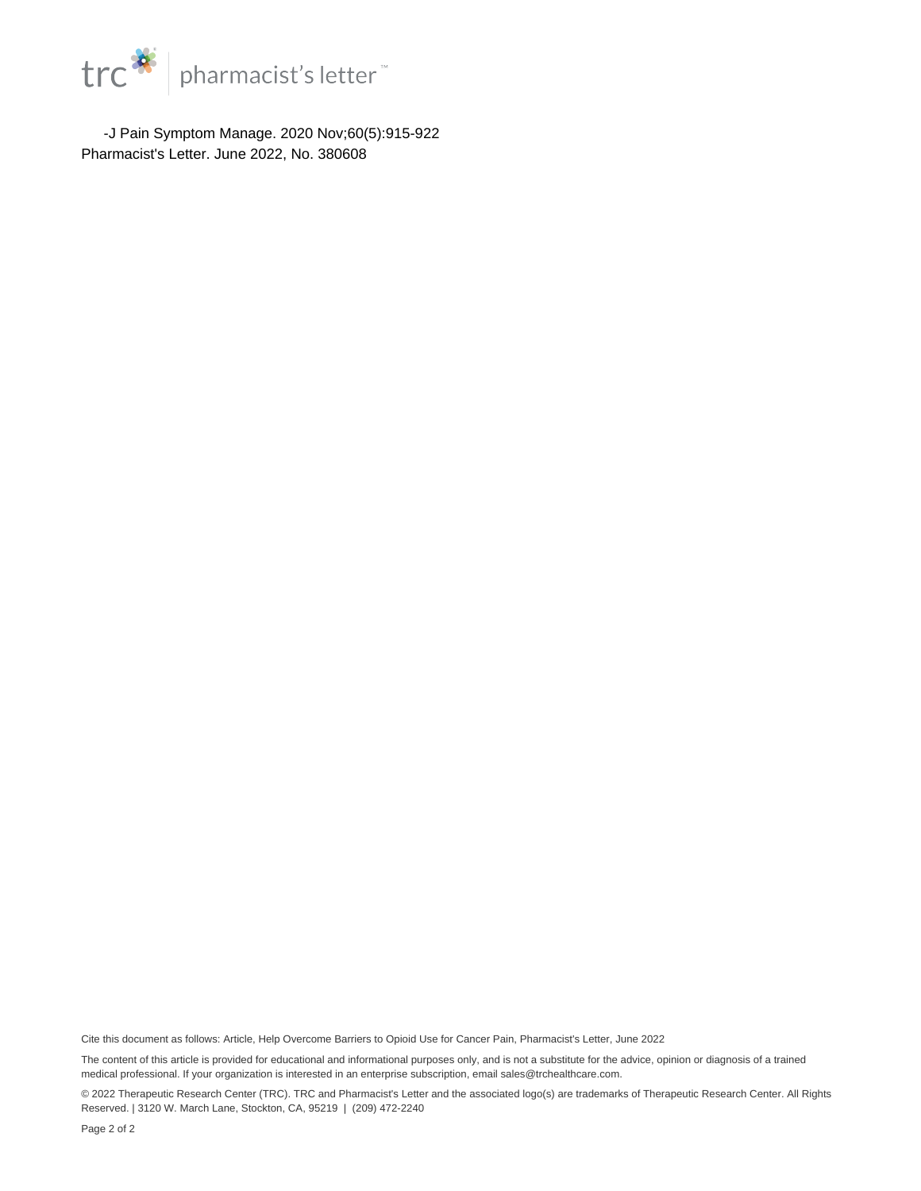-J Pain Symptom Manage. 2020 Nov;60(5):915-922

Pharmacist's Letter. June 2022, No. 380608

Cite this document as follows: Article, Help Overcome Barriers to Opioid Use for Cancer Pain, Pharmacist's Letter, June 2022

The content of this article is provided for educational and informational purposes only, and is not a substitute for the advice, opinion or diagnosis of a trained medical professional. If your organization is interested in an enterprise subscription, email sales@trchealthcare.com.

© 2022 Therapeutic Research Center (TRC). TRC and Pharmacist's Letter and the associated logo(s) are trademarks of Therapeutic Research Center. All Rights Reserved. | 3120 W. March Lane, Stockton, CA, 95219 | (209) 472-2240